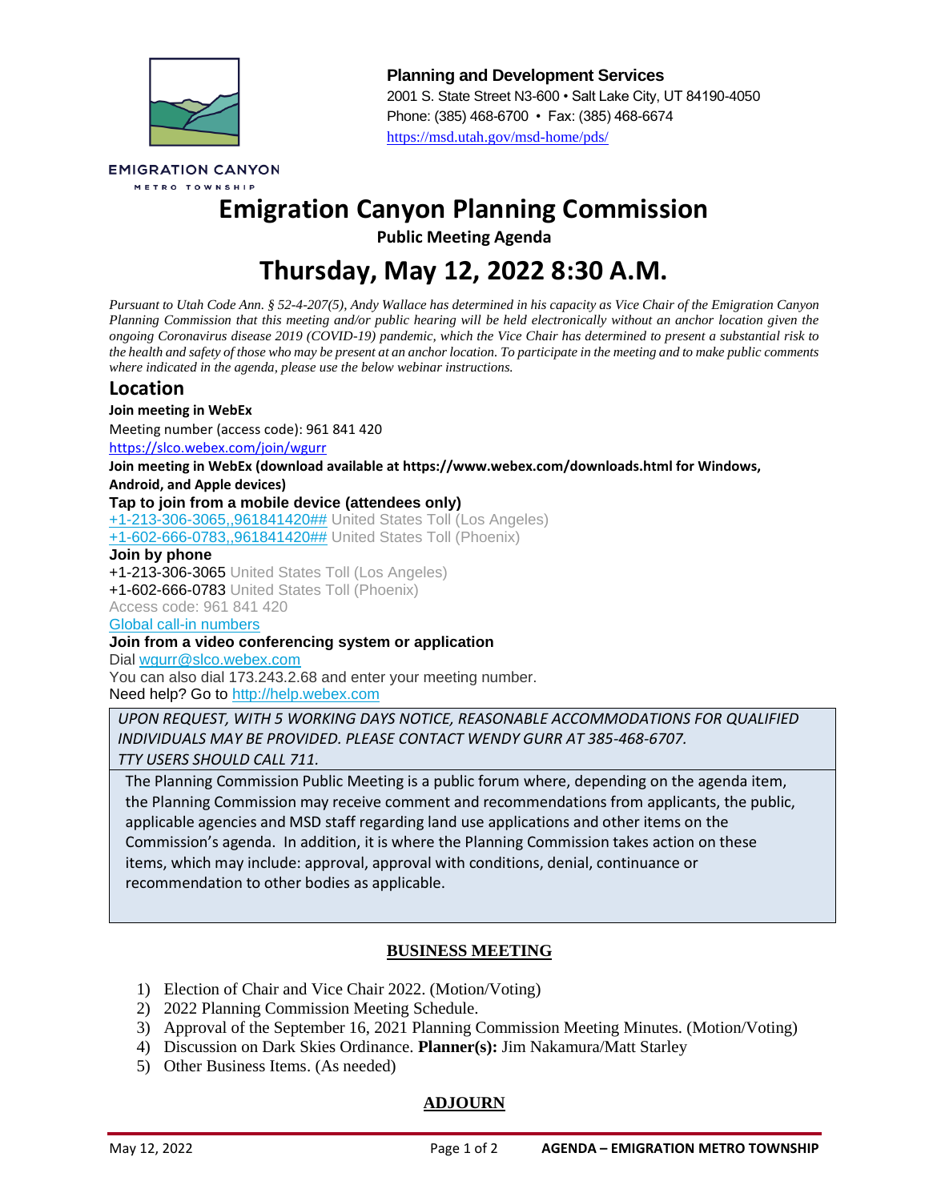EMIGRATION CANYON
METRO TOWNSHIP

**Planning and Development Services**
2001 S. State Street N3-600 • Salt Lake City, UT 84190-4050
Phone: (385) 468-6700 • Fax: (385) 468-6674
https://msd.utah.gov/msd-home/pds/

# Emigration Canyon Planning Commission

**Public Meeting Agenda**

# Thursday, May 12, 2022 8:30 A.M.

*Pursuant to Utah Code Ann. § 52-4-207(5), Andy Wallace has determined in his capacity as Vice Chair of the Emigration Canyon Planning Commission that this meeting and/or public hearing will be held electronically without an anchor location given the ongoing Coronavirus disease 2019 (COVID-19) pandemic, which the Vice Chair has determined to present a substantial risk to the health and safety of those who may be present at an anchor location. To participate in the meeting and to make public comments where indicated in the agenda, please use the below webinar instructions.*

## Location

**Join meeting in WebEx**

Meeting number (access code): 961 841 420

https://slco.webex.com/join/wgurr

**Join meeting in WebEx (download available at https://www.webex.com/downloads.html for Windows, Android, and Apple devices)**

**Tap to join from a mobile device (attendees only)**

+1-213-306-3065,,961841420## United States Toll (Los Angeles)
+1-602-666-0783,,961841420## United States Toll (Phoenix)

**Join by phone**

+1-213-306-3065 United States Toll (Los Angeles)
+1-602-666-0783 United States Toll (Phoenix)
Access code: 961 841 420
Global call-in numbers

**Join from a video conferencing system or application**

Dial wgurr@slco.webex.com
You can also dial 173.243.2.68 and enter your meeting number.
Need help? Go to http://help.webex.com

*UPON REQUEST, WITH 5 WORKING DAYS NOTICE, REASONABLE ACCOMMODATIONS FOR QUALIFIED INDIVIDUALS MAY BE PROVIDED. PLEASE CONTACT WENDY GURR AT 385-468-6707. TTY USERS SHOULD CALL 711.*

The Planning Commission Public Meeting is a public forum where, depending on the agenda item, the Planning Commission may receive comment and recommendations from applicants, the public, applicable agencies and MSD staff regarding land use applications and other items on the Commission's agenda. In addition, it is where the Planning Commission takes action on these items, which may include: approval, approval with conditions, denial, continuance or recommendation to other bodies as applicable.

## BUSINESS MEETING

1) Election of Chair and Vice Chair 2022. (Motion/Voting)
2) 2022 Planning Commission Meeting Schedule.
3) Approval of the September 16, 2021 Planning Commission Meeting Minutes. (Motion/Voting)
4) Discussion on Dark Skies Ordinance. **Planner(s):** Jim Nakamura/Matt Starley
5) Other Business Items. (As needed)

## ADJOURN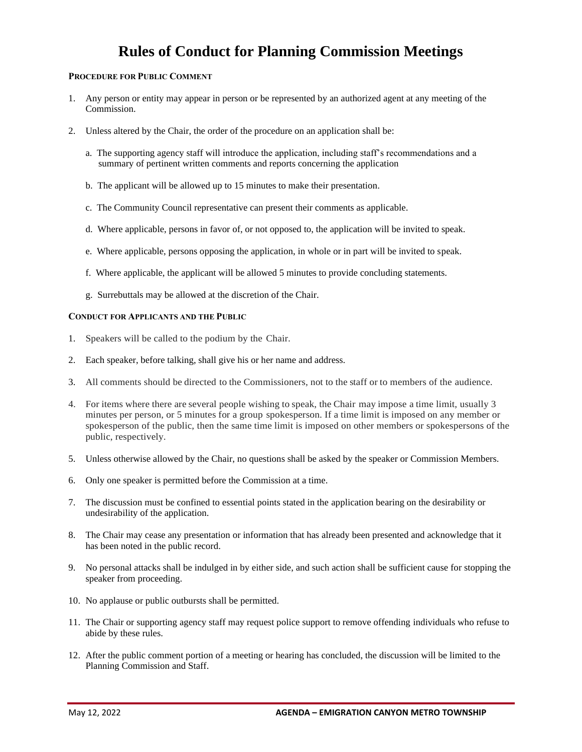# Rules of Conduct for Planning Commission Meetings

**PROCEDURE FOR PUBLIC COMMENT**

1. Any person or entity may appear in person or be represented by an authorized agent at any meeting of the Commission.
2. Unless altered by the Chair, the order of the procedure on an application shall be:
   a. The supporting agency staff will introduce the application, including staff's recommendations and a summary of pertinent written comments and reports concerning the application
   b. The applicant will be allowed up to 15 minutes to make their presentation.
   c. The Community Council representative can present their comments as applicable.
   d. Where applicable, persons in favor of, or not opposed to, the application will be invited to speak.
   e. Where applicable, persons opposing the application, in whole or in part will be invited to speak.
   f. Where applicable, the applicant will be allowed 5 minutes to provide concluding statements.
   g. Surrebuttals may be allowed at the discretion of the Chair.

**CONDUCT FOR APPLICANTS AND THE PUBLIC**

1. Speakers will be called to the podium by the Chair.
2. Each speaker, before talking, shall give his or her name and address.
3. All comments should be directed to the Commissioners, not to the staff or to members of the audience.
4. For items where there are several people wishing to speak, the Chair may impose a time limit, usually 3 minutes per person, or 5 minutes for a group spokesperson. If a time limit is imposed on any member or spokesperson of the public, then the same time limit is imposed on other members or spokespersons of the public, respectively.
5. Unless otherwise allowed by the Chair, no questions shall be asked by the speaker or Commission Members.
6. Only one speaker is permitted before the Commission at a time.
7. The discussion must be confined to essential points stated in the application bearing on the desirability or undesirability of the application.
8. The Chair may cease any presentation or information that has already been presented and acknowledge that it has been noted in the public record.
9. No personal attacks shall be indulged in by either side, and such action shall be sufficient cause for stopping the speaker from proceeding.
10. No applause or public outbursts shall be permitted.
11. The Chair or supporting agency staff may request police support to remove offending individuals who refuse to abide by these rules.
12. After the public comment portion of a meeting or hearing has concluded, the discussion will be limited to the Planning Commission and Staff.